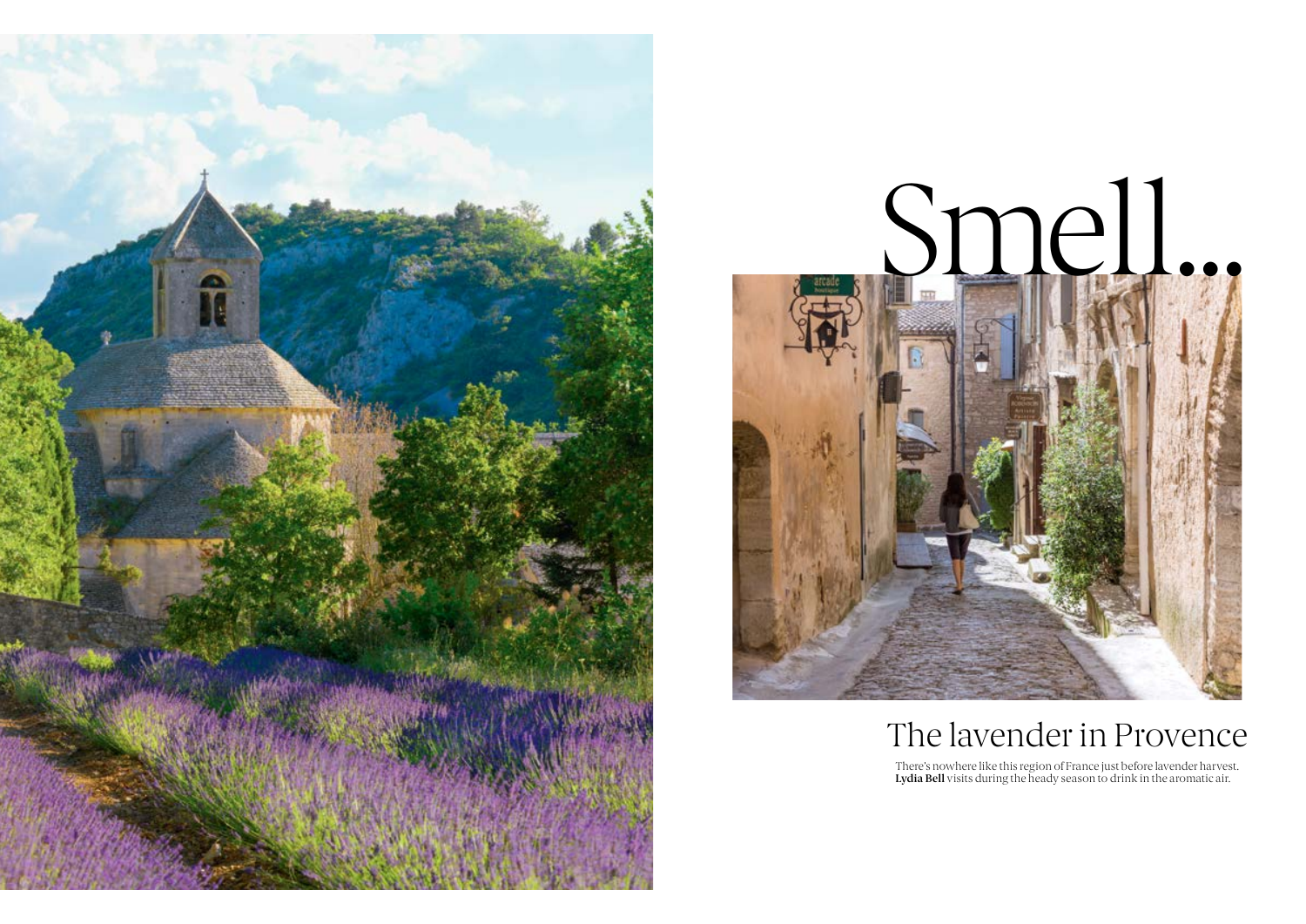# Smell...

## The lavender in Provence

There's nowhere like this region of France just before lavender harvest. **Lydia Bell** visits during the heady season to drink in the aromatic air.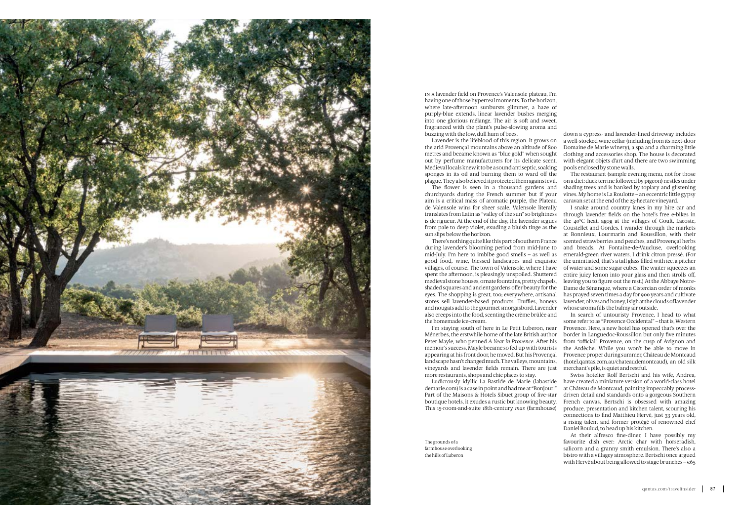In a lavender field on Provence's Valensole plateau, I'm having one of those hyperreal moments. To the horizon, where late-afternoon sunbursts glimmer, a haze of purply-blue extends, linear lavender bushes merging into one glorious mélange. The air is soft and sweet, fragranced with the plant's pulse-slowing aroma and buzzing with the low, dull hum of bees.

Lavender is the lifeblood of this region. It grows on the arid Provençal mountains above an altitude of 800 metres and became known as "blue gold" when sought out by perfume manufacturers for its delicate scent. Medieval locals knew it to be a sound antiseptic, soaking sponges in its oil and burning them to ward off the plague. They also believed it protected them against evil.

The flower is seen in a thousand gardens and churchyards during the French summer but if your aim is a critical mass of aromatic purple, the Plateau de Valensole wins for sheer scale. Valensole literally translates from Latin as "valley of the sun" so brightness is de rigueur. At the end of the day, the lavender segues from pale to deep violet, exuding a bluish tinge as the sun slips below the horizon.

There's nothing quite like this part of southern France during lavender's blooming period from mid-June to mid-July. I'm here to imbibe good smells – as well as good food, wine, blessed landscapes and exquisite villages, of course. The town of Valensole, where I have spent the afternoon, is pleasingly unspoiled. Shuttered medieval stone houses, ornate fountains, pretty chapels, shaded squares and ancient gardens offer beauty for the eyes. The shopping is great, too; everywhere, artisanal stores sell lavender-based products. Truffles, honeys and nougats add to the gourmet smorgasbord. Lavender also creeps into the food, scenting the crème brûlée and the homemade ice-cream.

I'm staying south of here in Le Petit Luberon, near Ménerbes, the erstwhile home of the late British author Peter Mayle, who penned *A Year in Provence*. After his memoir's success, Mayle became so fed up with tourists appearing at his front door, he moved. But his Provençal landscape hasn't changed much. The valleys, mountains, vineyards and lavender fields remain. There are just more restaurants, shops and chic places to stay.

Ludicrously idyllic La Bastide de Marie (labastidedemarie.com) is a case in point and had me at "Bonjour!" Part of the Maisons & Hotels Sibuet group of five-star boutique hotels, it exudes a rustic but knowing beauty. This 15-room-and-suite 18th-century *mas* (farmhouse) down a cypress- and lavender-lined driveway includes a well-stocked wine cellar (including from its next-door Domaine de Marie winery), a spa and a charming little clothing and accessories shop. The house is decorated with elegant objets d'art and there are two swimming pools enclosed by stone walls.

The restaurant (sample evening menu, not for those on a diet: duck terrine followed by pigeon) nestles under shading trees and is banked by topiary and glistening vines. My home is La Roulotte – an eccentric little gypsy caravan set at the end of the 23-hectare vineyard.

I snake around country lanes in my hire car and through lavender fields on the hotel's free e-bikes in the 40°C heat, agog at the villages of Goult, Lacoste, Coustellet and Gordes. I wander through the markets at Bonnieux, Lourmarin and Roussillon, with their scented strawberries and peaches, and Provençal herbs and breads. At Fontaine-de-Vaucluse, overlooking emerald-green river waters, I drink citron pressé. (For the uninitiated, that's a tall glass filled with ice, a pitcher of water and some sugar cubes. The waiter squeezes an entire juicy lemon into your glass and then strolls off, leaving you to figure out the rest.) At the Abbaye Notre-Dame de Sénanque, where a Cistercian order of monks has prayed seven times a day for 900 years and cultivate lavender, olives and honey, I sigh at the clouds of lavender whose aroma fills the balmy air outside.

In search of untouristy Provence, I head to what some refer to as "Provence Occidental" – that is, Western Provence. Here, a new hotel has opened that's over the border in Languedoc-Roussillon but only five minutes from "official" Provence, on the cusp of Avignon and the Ardèche. While you won't be able to move in Provence proper during summer, Château de Montcaud (hotel.qantas.com.au/chateaudemontcaud), an old silk merchant's pile, is quiet and restful.

Swiss hotelier Rolf Bertschi and his wife, Andrea, have created a miniature version of a world-class hotel at Château de Montcaud, painting impeccably process-driven detail and standards onto a gorgeous Southern French canvas. Bertschi is obsessed with amazing produce, presentation and kitchen talent, scouring his connections to find Matthieu Hervé, just 33 years old, a rising talent and former protégé of renowned chef Daniel Boulud, to head up his kitchen.

At their alfresco fine-diner, I have possibly my favourite dish ever: Arctic char with horseradish, salicorn and a granny smith emulsion. There's also a bistro with a villagey atmosphere. Bertschi once argued with Hervé about being allowed to stage brunches – €65

The grounds of a farmhouse overlooking the hills of Luberon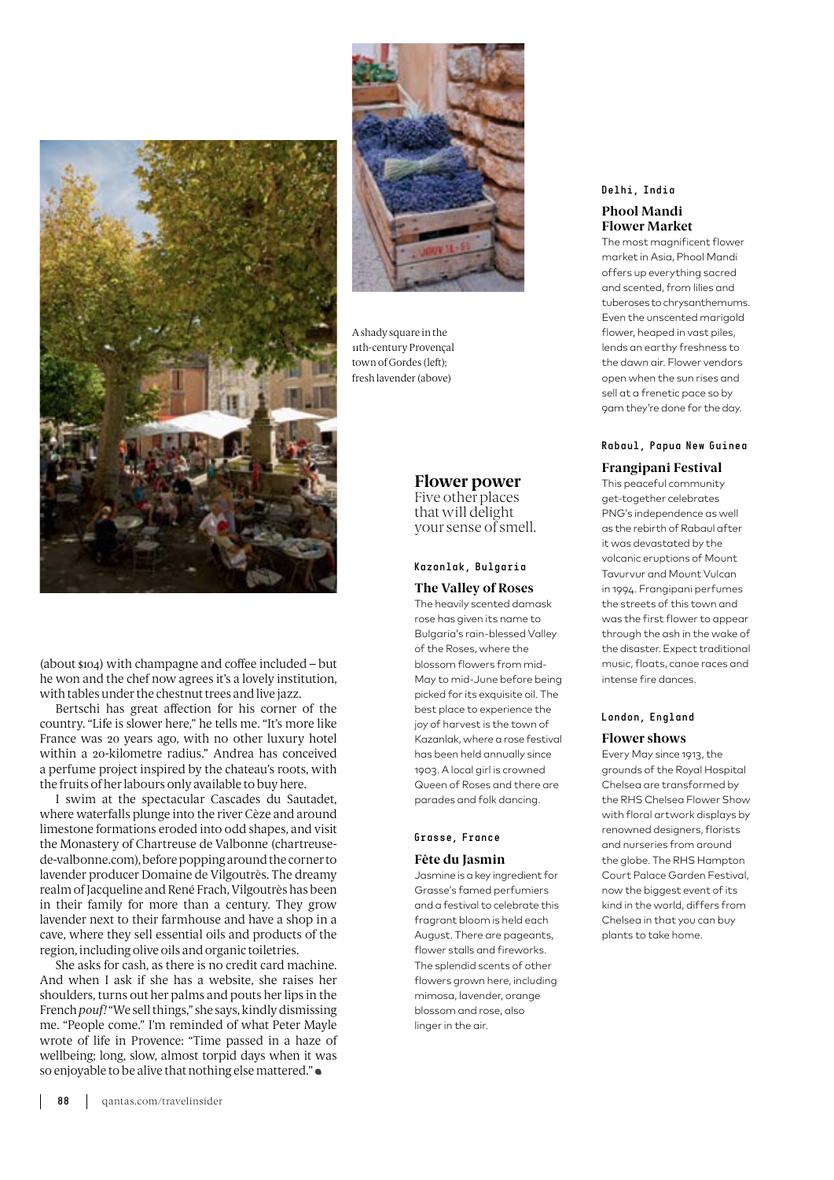(about $104) with champagne and coffee included – but he won and the chef now agrees it's a lovely institution, with tables under the chestnut trees and live jazz.

Bertschi has great affection for his corner of the country. "Life is slower here," he tells me. "It's more like France was 20 years ago, with no other luxury hotel within a 20-kilometre radius." Andrea has conceived a perfume project inspired by the chateau's roots, with the fruits of her labours only available to buy here.

I swim at the spectacular Cascades du Sautadet, where waterfalls plunge into the river Cèze and around limestone formations eroded into odd shapes, and visit the Monastery of Chartreuse de Valbonne (chartreuse-de-valbonne.com), before popping around the corner to lavender producer Domaine de Vilgoutrès. The dreamy realm of Jacqueline and René Frach, Vilgoutrès has been in their family for more than a century. They grow lavender next to their farmhouse and have a shop in a cave, where they sell essential oils and products of the region, including olive oils and organic toiletries.

She asks for cash, as there is no credit card machine. And when I ask if she has a website, she raises her shoulders, turns out her palms and pouts her lips in the French *pouf!* "We sell things," she says, kindly dismissing me. "People come." I'm reminded of what Peter Mayle wrote of life in Provence: "Time passed in a haze of wellbeing; long, slow, almost torpid days when it was so enjoyable to be alive that nothing else mattered."

A shady square in the 11th-century Provençal town of Gordes (left); fresh lavender (above)

## Flower power

Five other places that will delight your sense of smell.

**Kazanlak, Bulgaria**

### The Valley of Roses

The heavily scented damask rose has given its name to Bulgaria's rain-blessed Valley of the Roses, where the blossom flowers from mid-May to mid-June before being picked for its exquisite oil. The best place to experience the joy of harvest is the town of Kazanlak, where a rose festival has been held annually since 1903. A local girl is crowned Queen of Roses and there are parades and folk dancing.

**Grasse, France**

### Fête du Jasmin

Jasmine is a key ingredient for Grasse's famed perfumiers and a festival to celebrate this fragrant bloom is held each August. There are pageants, flower stalls and fireworks. The splendid scents of other flowers grown here, including mimosa, lavender, orange blossom and rose, also linger in the air.

**Delhi, India**

### Phool Mandi Flower Market

The most magnificent flower market in Asia, Phool Mandi offers up everything sacred and scented, from lilies and tuberoses to chrysanthemums. Even the unscented marigold flower, heaped in vast piles, lends an earthy freshness to the dawn air. Flower vendors open when the sun rises and sell at a frenetic pace so by 9am they're done for the day.

**Rabaul, Papua New Guinea**

### Frangipani Festival

This peaceful community get-together celebrates PNG's independence as well as the rebirth of Rabaul after it was devastated by the volcanic eruptions of Mount Tavurvur and Mount Vulcan in 1994. Frangipani perfumes the streets of this town and was the first flower to appear through the ash in the wake of the disaster. Expect traditional music, floats, canoe races and intense fire dances.

**London, England**

### Flower shows

Every May since 1913, the grounds of the Royal Hospital Chelsea are transformed by the RHS Chelsea Flower Show with floral artwork displays by renowned designers, florists and nurseries from around the globe. The RHS Hampton Court Palace Garden Festival, now the biggest event of its kind in the world, differs from Chelsea in that you can buy plants to take home.